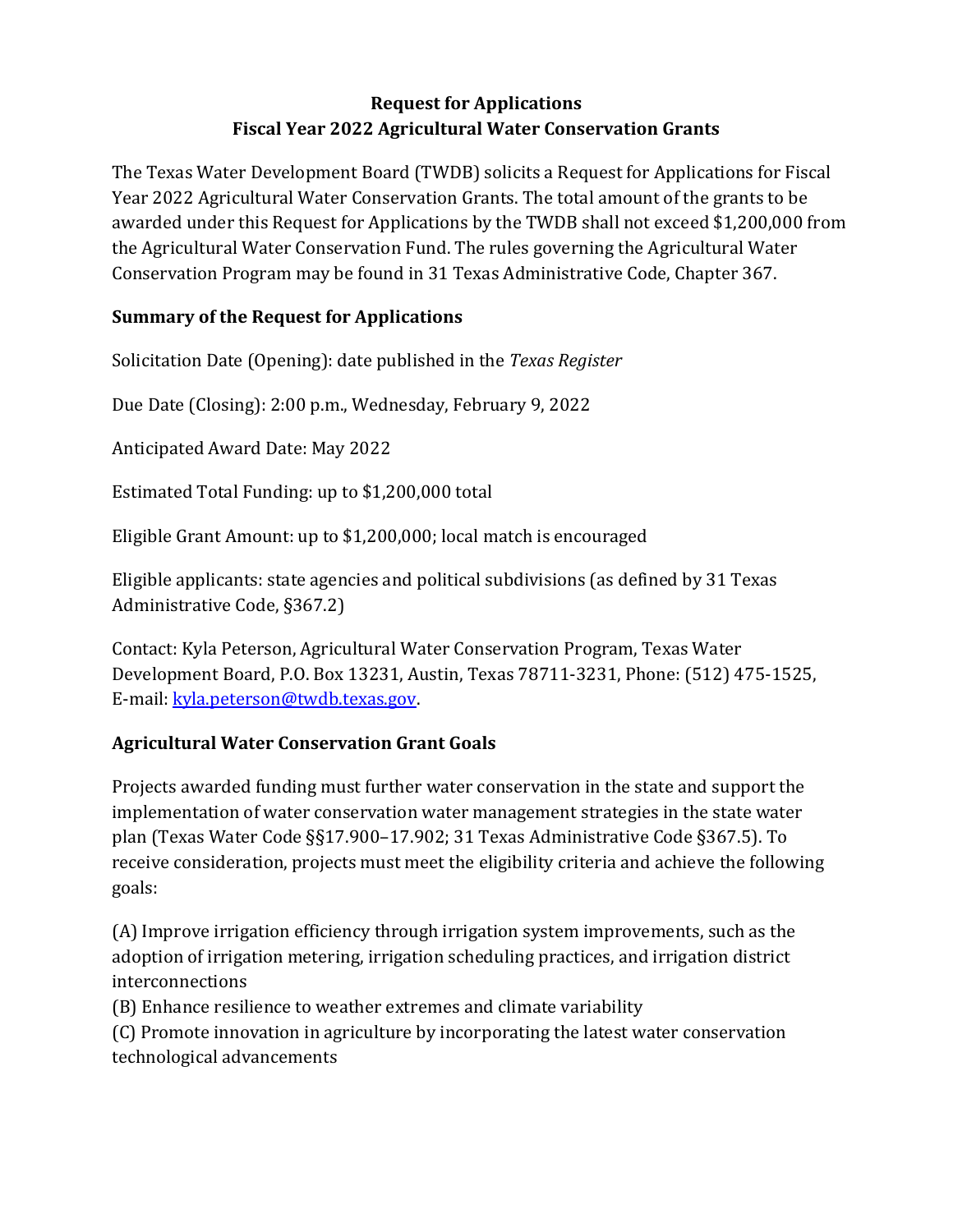# Request for Applications
# Fiscal Year 2022 Agricultural Water Conservation Grants

The Texas Water Development Board (TWDB) solicits a Request for Applications for Fiscal Year 2022 Agricultural Water Conservation Grants. The total amount of the grants to be awarded under this Request for Applications by the TWDB shall not exceed $1,200,000 from the Agricultural Water Conservation Fund. The rules governing the Agricultural Water Conservation Program may be found in 31 Texas Administrative Code, Chapter 367.

## Summary of the Request for Applications

Solicitation Date (Opening): date published in the *Texas Register*

Due Date (Closing): 2:00 p.m., Wednesday, February 9, 2022

Anticipated Award Date: May 2022

Estimated Total Funding: up to $1,200,000 total

Eligible Grant Amount: up to $1,200,000; local match is encouraged

Eligible applicants: state agencies and political subdivisions (as defined by 31 Texas Administrative Code, §367.2)

Contact: Kyla Peterson, Agricultural Water Conservation Program, Texas Water Development Board, P.O. Box 13231, Austin, Texas 78711-3231, Phone: (512) 475-1525, E-mail: kyla.peterson@twdb.texas.gov.

## Agricultural Water Conservation Grant Goals

Projects awarded funding must further water conservation in the state and support the implementation of water conservation water management strategies in the state water plan (Texas Water Code §§17.900–17.902; 31 Texas Administrative Code §367.5). To receive consideration, projects must meet the eligibility criteria and achieve the following goals:

(A) Improve irrigation efficiency through irrigation system improvements, such as the adoption of irrigation metering, irrigation scheduling practices, and irrigation district interconnections
(B) Enhance resilience to weather extremes and climate variability
(C) Promote innovation in agriculture by incorporating the latest water conservation technological advancements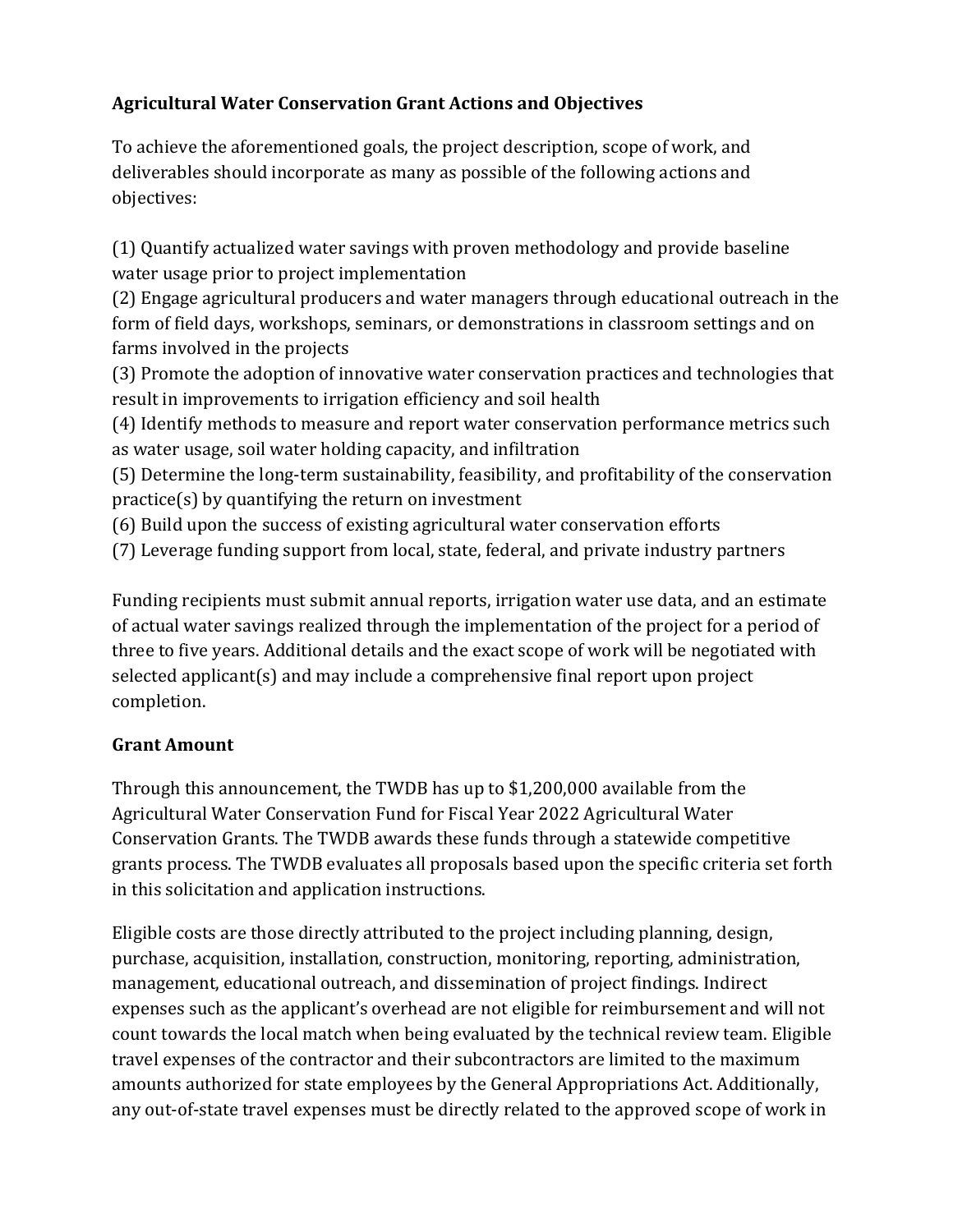**Agricultural Water Conservation Grant Actions and Objectives**

To achieve the aforementioned goals, the project description, scope of work, and deliverables should incorporate as many as possible of the following actions and objectives:

(1) Quantify actualized water savings with proven methodology and provide baseline water usage prior to project implementation
(2) Engage agricultural producers and water managers through educational outreach in the form of field days, workshops, seminars, or demonstrations in classroom settings and on farms involved in the projects
(3) Promote the adoption of innovative water conservation practices and technologies that result in improvements to irrigation efficiency and soil health
(4) Identify methods to measure and report water conservation performance metrics such as water usage, soil water holding capacity, and infiltration
(5) Determine the long-term sustainability, feasibility, and profitability of the conservation practice(s) by quantifying the return on investment
(6) Build upon the success of existing agricultural water conservation efforts
(7) Leverage funding support from local, state, federal, and private industry partners

Funding recipients must submit annual reports, irrigation water use data, and an estimate of actual water savings realized through the implementation of the project for a period of three to five years. Additional details and the exact scope of work will be negotiated with selected applicant(s) and may include a comprehensive final report upon project completion.

**Grant Amount**

Through this announcement, the TWDB has up to $1,200,000 available from the Agricultural Water Conservation Fund for Fiscal Year 2022 Agricultural Water Conservation Grants. The TWDB awards these funds through a statewide competitive grants process. The TWDB evaluates all proposals based upon the specific criteria set forth in this solicitation and application instructions.

Eligible costs are those directly attributed to the project including planning, design, purchase, acquisition, installation, construction, monitoring, reporting, administration, management, educational outreach, and dissemination of project findings. Indirect expenses such as the applicant's overhead are not eligible for reimbursement and will not count towards the local match when being evaluated by the technical review team. Eligible travel expenses of the contractor and their subcontractors are limited to the maximum amounts authorized for state employees by the General Appropriations Act. Additionally, any out-of-state travel expenses must be directly related to the approved scope of work in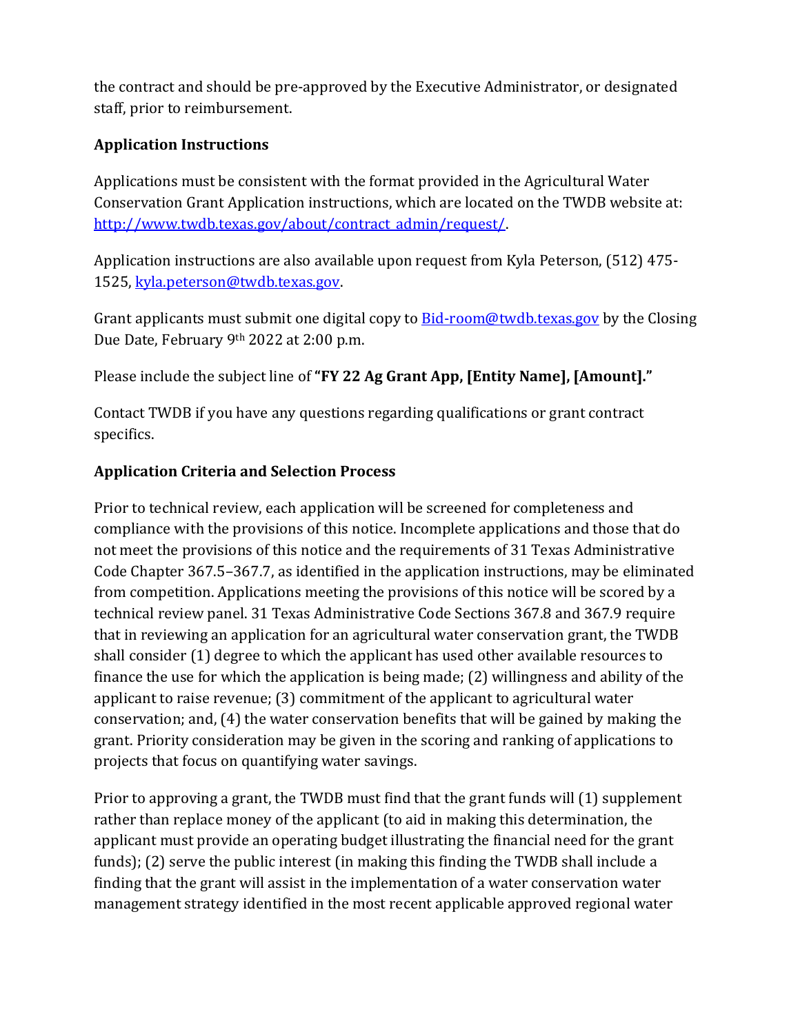the contract and should be pre-approved by the Executive Administrator, or designated staff, prior to reimbursement.

**Application Instructions**

Applications must be consistent with the format provided in the Agricultural Water Conservation Grant Application instructions, which are located on the TWDB website at: [http://www.twdb.texas.gov/about/contract_admin/request/](http://www.twdb.texas.gov/about/contract_admin/request/).

Application instructions are also available upon request from Kyla Peterson, (512) 475-1525, [kyla.peterson@twdb.texas.gov](mailto:kyla.peterson@twdb.texas.gov).

Grant applicants must submit one digital copy to [Bid-room@twdb.texas.gov](mailto:Bid-room@twdb.texas.gov) by the Closing Due Date, February 9th 2022 at 2:00 p.m.

Please include the subject line of **"FY 22 Ag Grant App, [Entity Name], [Amount]."**

Contact TWDB if you have any questions regarding qualifications or grant contract specifics.

**Application Criteria and Selection Process**

Prior to technical review, each application will be screened for completeness and compliance with the provisions of this notice. Incomplete applications and those that do not meet the provisions of this notice and the requirements of 31 Texas Administrative Code Chapter 367.5–367.7, as identified in the application instructions, may be eliminated from competition. Applications meeting the provisions of this notice will be scored by a technical review panel. 31 Texas Administrative Code Sections 367.8 and 367.9 require that in reviewing an application for an agricultural water conservation grant, the TWDB shall consider (1) degree to which the applicant has used other available resources to finance the use for which the application is being made; (2) willingness and ability of the applicant to raise revenue; (3) commitment of the applicant to agricultural water conservation; and, (4) the water conservation benefits that will be gained by making the grant. Priority consideration may be given in the scoring and ranking of applications to projects that focus on quantifying water savings.

Prior to approving a grant, the TWDB must find that the grant funds will (1) supplement rather than replace money of the applicant (to aid in making this determination, the applicant must provide an operating budget illustrating the financial need for the grant funds); (2) serve the public interest (in making this finding the TWDB shall include a finding that the grant will assist in the implementation of a water conservation water management strategy identified in the most recent applicable approved regional water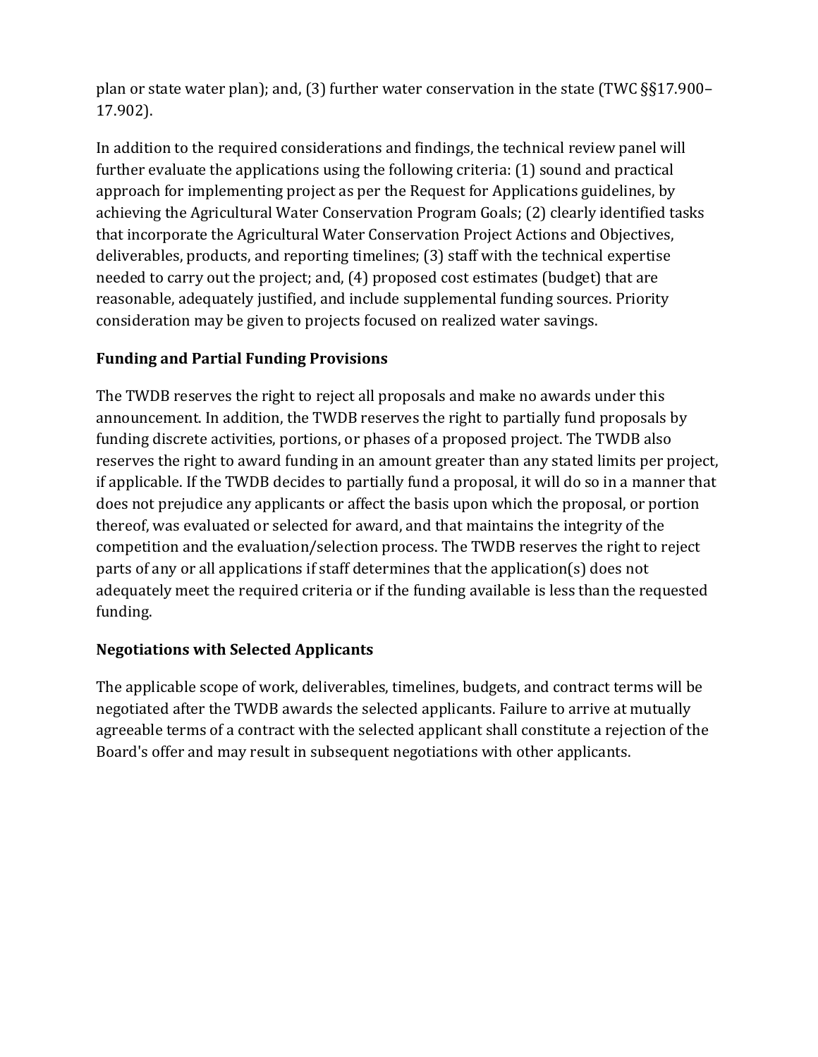plan or state water plan); and, (3) further water conservation in the state (TWC §§17.900–17.902).

In addition to the required considerations and findings, the technical review panel will further evaluate the applications using the following criteria: (1) sound and practical approach for implementing project as per the Request for Applications guidelines, by achieving the Agricultural Water Conservation Program Goals; (2) clearly identified tasks that incorporate the Agricultural Water Conservation Project Actions and Objectives, deliverables, products, and reporting timelines; (3) staff with the technical expertise needed to carry out the project; and, (4) proposed cost estimates (budget) that are reasonable, adequately justified, and include supplemental funding sources. Priority consideration may be given to projects focused on realized water savings.

### Funding and Partial Funding Provisions

The TWDB reserves the right to reject all proposals and make no awards under this announcement. In addition, the TWDB reserves the right to partially fund proposals by funding discrete activities, portions, or phases of a proposed project. The TWDB also reserves the right to award funding in an amount greater than any stated limits per project, if applicable. If the TWDB decides to partially fund a proposal, it will do so in a manner that does not prejudice any applicants or affect the basis upon which the proposal, or portion thereof, was evaluated or selected for award, and that maintains the integrity of the competition and the evaluation/selection process. The TWDB reserves the right to reject parts of any or all applications if staff determines that the application(s) does not adequately meet the required criteria or if the funding available is less than the requested funding.

### Negotiations with Selected Applicants

The applicable scope of work, deliverables, timelines, budgets, and contract terms will be negotiated after the TWDB awards the selected applicants. Failure to arrive at mutually agreeable terms of a contract with the selected applicant shall constitute a rejection of the Board's offer and may result in subsequent negotiations with other applicants.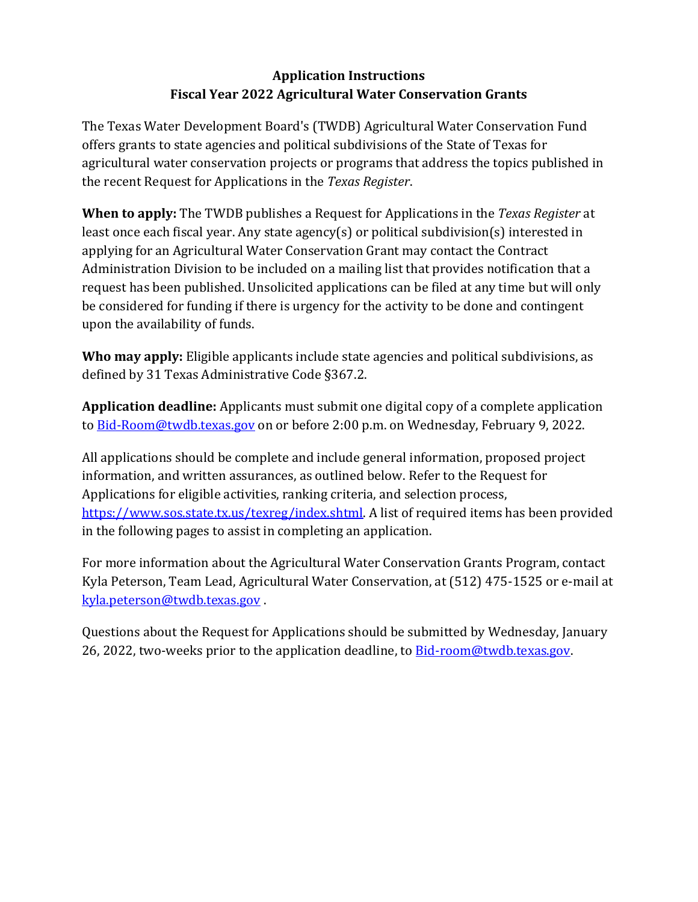# Application Instructions
# Fiscal Year 2022 Agricultural Water Conservation Grants

The Texas Water Development Board's (TWDB) Agricultural Water Conservation Fund offers grants to state agencies and political subdivisions of the State of Texas for agricultural water conservation projects or programs that address the topics published in the recent Request for Applications in the *Texas Register*.

**When to apply:** The TWDB publishes a Request for Applications in the *Texas Register* at least once each fiscal year. Any state agency(s) or political subdivision(s) interested in applying for an Agricultural Water Conservation Grant may contact the Contract Administration Division to be included on a mailing list that provides notification that a request has been published. Unsolicited applications can be filed at any time but will only be considered for funding if there is urgency for the activity to be done and contingent upon the availability of funds.

**Who may apply:** Eligible applicants include state agencies and political subdivisions, as defined by 31 Texas Administrative Code §367.2.

**Application deadline:** Applicants must submit one digital copy of a complete application to Bid-Room@twdb.texas.gov on or before 2:00 p.m. on Wednesday, February 9, 2022.

All applications should be complete and include general information, proposed project information, and written assurances, as outlined below. Refer to the Request for Applications for eligible activities, ranking criteria, and selection process, https://www.sos.state.tx.us/texreg/index.shtml. A list of required items has been provided in the following pages to assist in completing an application.

For more information about the Agricultural Water Conservation Grants Program, contact Kyla Peterson, Team Lead, Agricultural Water Conservation, at (512) 475-1525 or e-mail at kyla.peterson@twdb.texas.gov .

Questions about the Request for Applications should be submitted by Wednesday, January 26, 2022, two-weeks prior to the application deadline, to Bid-room@twdb.texas.gov.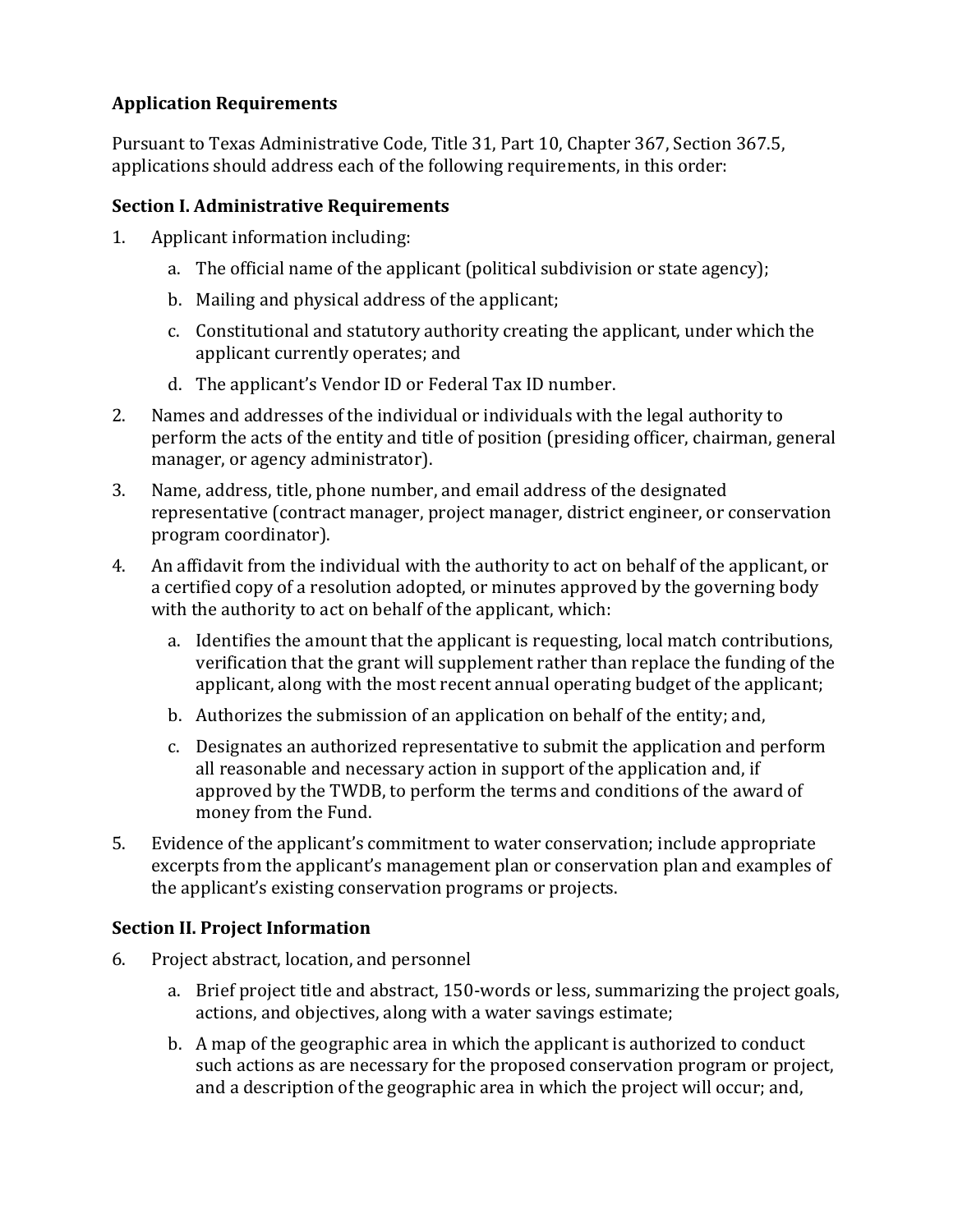### Application Requirements

Pursuant to Texas Administrative Code, Title 31, Part 10, Chapter 367, Section 367.5, applications should address each of the following requirements, in this order:

#### Section I. Administrative Requirements

1. Applicant information including:
   a. The official name of the applicant (political subdivision or state agency);
   b. Mailing and physical address of the applicant;
   c. Constitutional and statutory authority creating the applicant, under which the applicant currently operates; and
   d. The applicant's Vendor ID or Federal Tax ID number.
2. Names and addresses of the individual or individuals with the legal authority to perform the acts of the entity and title of position (presiding officer, chairman, general manager, or agency administrator).
3. Name, address, title, phone number, and email address of the designated representative (contract manager, project manager, district engineer, or conservation program coordinator).
4. An affidavit from the individual with the authority to act on behalf of the applicant, or a certified copy of a resolution adopted, or minutes approved by the governing body with the authority to act on behalf of the applicant, which:
   a. Identifies the amount that the applicant is requesting, local match contributions, verification that the grant will supplement rather than replace the funding of the applicant, along with the most recent annual operating budget of the applicant;
   b. Authorizes the submission of an application on behalf of the entity; and,
   c. Designates an authorized representative to submit the application and perform all reasonable and necessary action in support of the application and, if approved by the TWDB, to perform the terms and conditions of the award of money from the Fund.
5. Evidence of the applicant's commitment to water conservation; include appropriate excerpts from the applicant's management plan or conservation plan and examples of the applicant's existing conservation programs or projects.

#### Section II. Project Information

6. Project abstract, location, and personnel
   a. Brief project title and abstract, 150-words or less, summarizing the project goals, actions, and objectives, along with a water savings estimate;
   b. A map of the geographic area in which the applicant is authorized to conduct such actions as are necessary for the proposed conservation program or project, and a description of the geographic area in which the project will occur; and,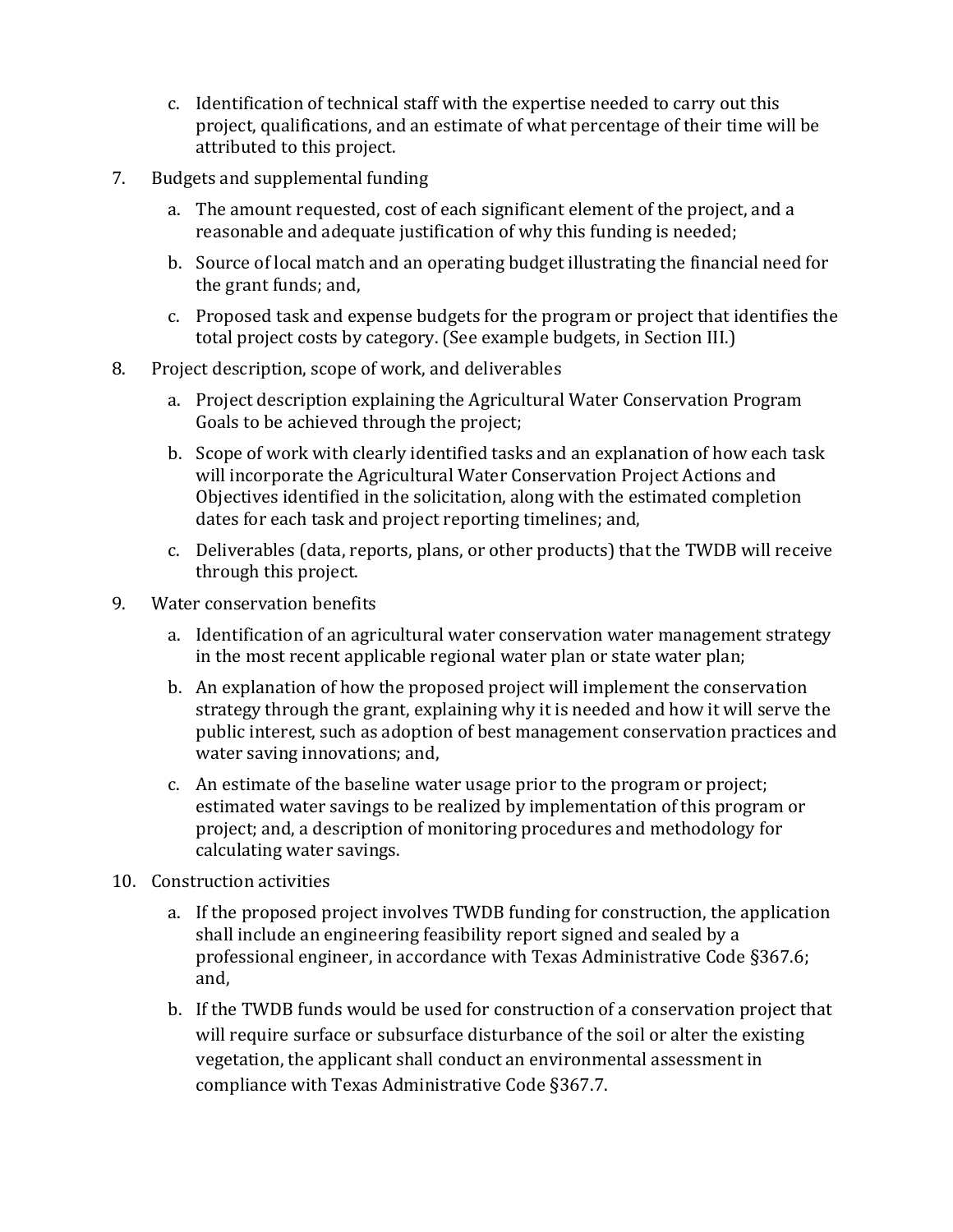c. Identification of technical staff with the expertise needed to carry out this project, qualifications, and an estimate of what percentage of their time will be attributed to this project.

7. Budgets and supplemental funding

   a. The amount requested, cost of each significant element of the project, and a reasonable and adequate justification of why this funding is needed;

   b. Source of local match and an operating budget illustrating the financial need for the grant funds; and,

   c. Proposed task and expense budgets for the program or project that identifies the total project costs by category. (See example budgets, in Section III.)

8. Project description, scope of work, and deliverables

   a. Project description explaining the Agricultural Water Conservation Program Goals to be achieved through the project;

   b. Scope of work with clearly identified tasks and an explanation of how each task will incorporate the Agricultural Water Conservation Project Actions and Objectives identified in the solicitation, along with the estimated completion dates for each task and project reporting timelines; and,

   c. Deliverables (data, reports, plans, or other products) that the TWDB will receive through this project.

9. Water conservation benefits

   a. Identification of an agricultural water conservation water management strategy in the most recent applicable regional water plan or state water plan;

   b. An explanation of how the proposed project will implement the conservation strategy through the grant, explaining why it is needed and how it will serve the public interest, such as adoption of best management conservation practices and water saving innovations; and,

   c. An estimate of the baseline water usage prior to the program or project; estimated water savings to be realized by implementation of this program or project; and, a description of monitoring procedures and methodology for calculating water savings.

10. Construction activities

    a. If the proposed project involves TWDB funding for construction, the application shall include an engineering feasibility report signed and sealed by a professional engineer, in accordance with Texas Administrative Code §367.6; and,

    b. If the TWDB funds would be used for construction of a conservation project that will require surface or subsurface disturbance of the soil or alter the existing vegetation, the applicant shall conduct an environmental assessment in compliance with Texas Administrative Code §367.7.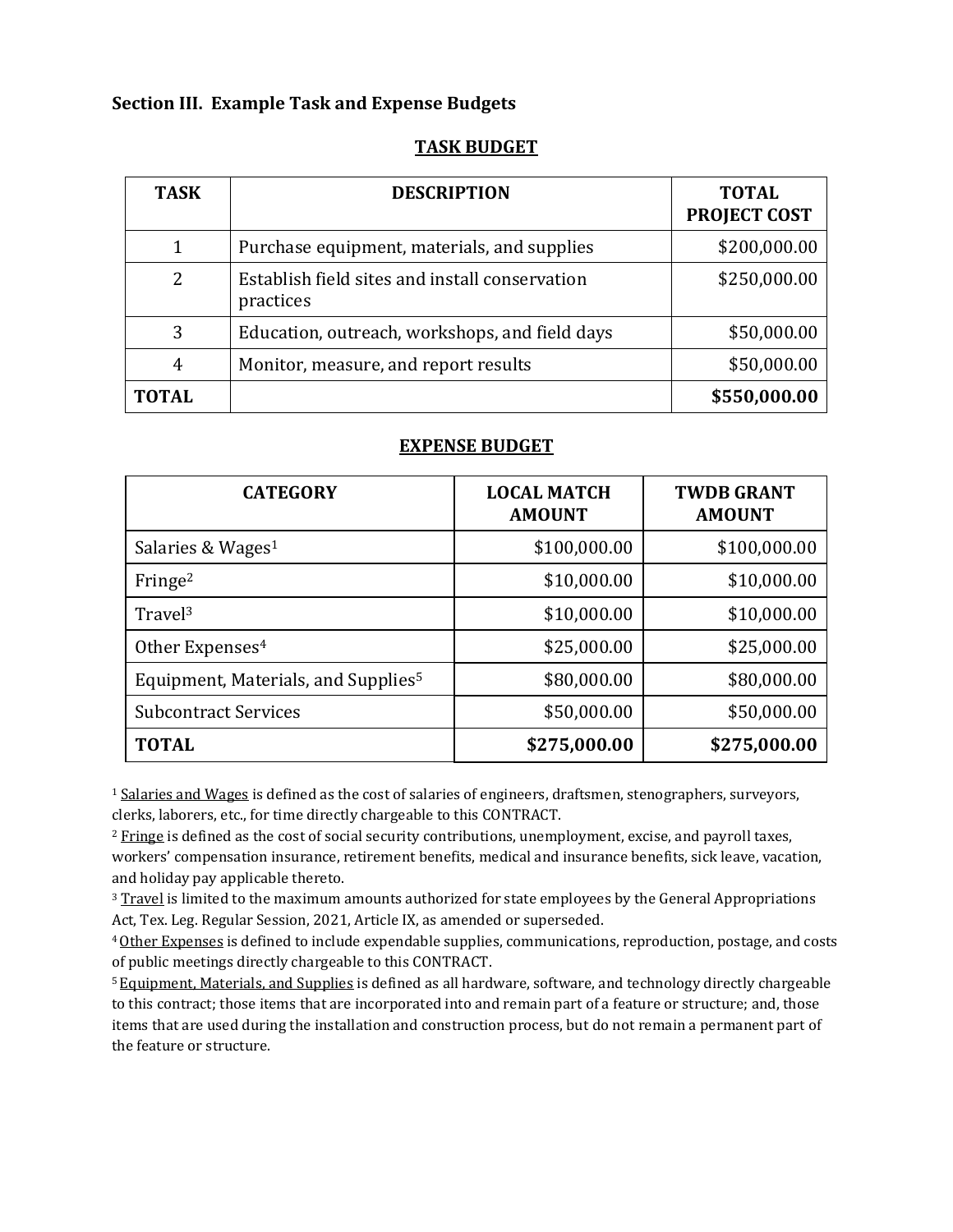### Section III. Example Task and Expense Budgets

**TASK BUDGET**

| TASK | DESCRIPTION | TOTAL PROJECT COST |
|---|---|---|
| 1 | Purchase equipment, materials, and supplies | $200,000.00 |
| 2 | Establish field sites and install conservation practices | $250,000.00 |
| 3 | Education, outreach, workshops, and field days | $50,000.00 |
| 4 | Monitor, measure, and report results | $50,000.00 |
| **TOTAL** | | **$550,000.00** |

**EXPENSE BUDGET**

| CATEGORY | LOCAL MATCH AMOUNT | TWDB GRANT AMOUNT |
|---|---|---|
| Salaries & Wages[1] | $100,000.00 | $100,000.00 |
| Fringe[2] | $10,000.00 | $10,000.00 |
| Travel[3] | $10,000.00 | $10,000.00 |
| Other Expenses[4] | $25,000.00 | $25,000.00 |
| Equipment, Materials, and Supplies[5] | $80,000.00 | $80,000.00 |
| Subcontract Services | $50,000.00 | $50,000.00 |
| **TOTAL** | **$275,000.00** | **$275,000.00** |

[1] Salaries and Wages is defined as the cost of salaries of engineers, draftsmen, stenographers, surveyors, clerks, laborers, etc., for time directly chargeable to this CONTRACT.

[2] Fringe is defined as the cost of social security contributions, unemployment, excise, and payroll taxes, workers' compensation insurance, retirement benefits, medical and insurance benefits, sick leave, vacation, and holiday pay applicable thereto.

[3] Travel is limited to the maximum amounts authorized for state employees by the General Appropriations Act, Tex. Leg. Regular Session, 2021, Article IX, as amended or superseded.

[4] Other Expenses is defined to include expendable supplies, communications, reproduction, postage, and costs of public meetings directly chargeable to this CONTRACT.

[5] Equipment, Materials, and Supplies is defined as all hardware, software, and technology directly chargeable to this contract; those items that are incorporated into and remain part of a feature or structure; and, those items that are used during the installation and construction process, but do not remain a permanent part of the feature or structure.